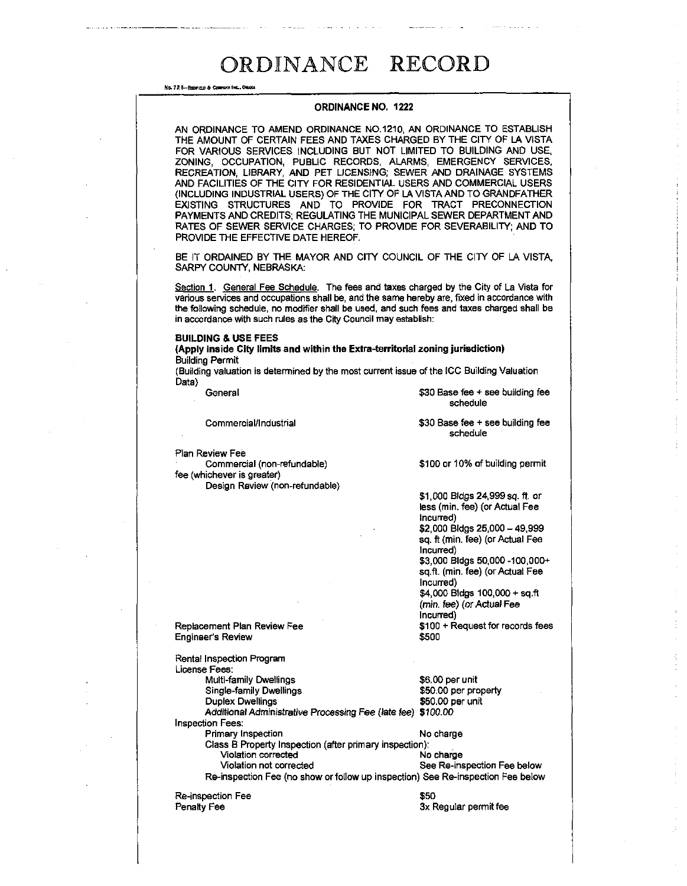# ORDINANCE RECORD

No. 72 8—REDFIELD & COMPANY INC., OMAHA

## ORDINANCE NO. 1222

AN ORDINANCE TO AMEND ORDINANCE NO.1210, AN ORDINANCE TO ESTABLISH THE AMOUNT OF CERTAIN FEES AND TAXES CHARGED BY THE CITY OF LA VISTA FOR VARIOUS SERVICES INCLUDING BUT NOT LIMITED TO BUILDING AND USE, ZONING, OCCUPATION, PUBLIC RECORDS, ALARMS, EMERGENCY SERVICES, RECREATION, LIBRARY, AND PET LICENSING; SEWER AND DRAINAGE SYSTEMS AND FACILITIES OF THE CITY FOR RESIDENTIAL USERS AND COMMERCIAL USERS (INCLUDING INDUSTRIAL USERS) OF THE CITY OF LA VISTA AND TO GRANDFATHER EXISTING STRUCTURES AND TO PROVIDE FOR TRACT PRECONNECTION PAYMENTS AND CREDITS; REGULATING THE MUNICIPAL SEWER DEPARTMENT AND RATES OF SEWER SERVICE CHARGES; TO PROVIDE FOR SEVERABILITY; AND TO PROVIDE THE EFFECTIVE DATE HEREOF.

BE IT ORDAINED BY THE MAYOR AND CITY COUNCIL OF THE CITY OF LA VISTA, SARPY COUNTY, NEBRASKA:

Section 1. General Fee Schedule. The fees and taxes charged by the City of La Vista for various services and occupations shall be, and the same hereby are, fixed in accordance with the following schedule, no modifier shall be used, and such fees and taxes charged shall be in accordance with such rules as the City Council may establish:

**BUILDING & USE FEES**
**(Apply inside City limits and within the Extra-territorial zoning jurisdiction)**
Building Permit
(Building valuation is determined by the most current issue of the ICC Building Valuation Data)

| | |
|---|---|
| General | $30 Base fee + see building fee schedule |
| Commercial/Industrial | $30 Base fee + see building fee schedule |
| Plan Review Fee | |
| Commercial (non-refundable) fee (whichever is greater) | $100 or 10% of building permit |
| Design Review (non-refundable) | $1,000 Bldgs 24,999 sq. ft. or less (min. fee) (or Actual Fee Incurred)<br>$2,000 Bldgs 25,000 – 49,999 sq. ft (min. fee) (or Actual Fee Incurred)<br>$3,000 Bldgs 50,000 -100,000+ sq.ft. (min. fee) (or Actual Fee Incurred)<br>$4,000 Bldgs 100,000 + sq.ft *(min. fee) (or Actual Fee Incurred)* |
| Replacement Plan Review Fee | $100 + Request for records fees |
| Engineer's Review | $500 |
| Rental Inspection Program | |
| License Fees: | |
| Multi-family Dwellings | $6.00 per unit |
| Single-family Dwellings | $50.00 per property |
| Duplex Dwellings | $50.00 per unit |
| *Additional Administrative Processing Fee (late fee)* | *$100.00* |
| Inspection Fees: | |
| Primary Inspection | No charge |
| Class B Property Inspection (after primary inspection): | |
| Violation corrected | No charge |
| Violation not corrected | See Re-inspection Fee below |
| Re-inspection Fee (no show or follow up inspection) | See Re-inspection Fee below |
| Re-inspection Fee | $50 |
| Penalty Fee | 3x Regular permit fee |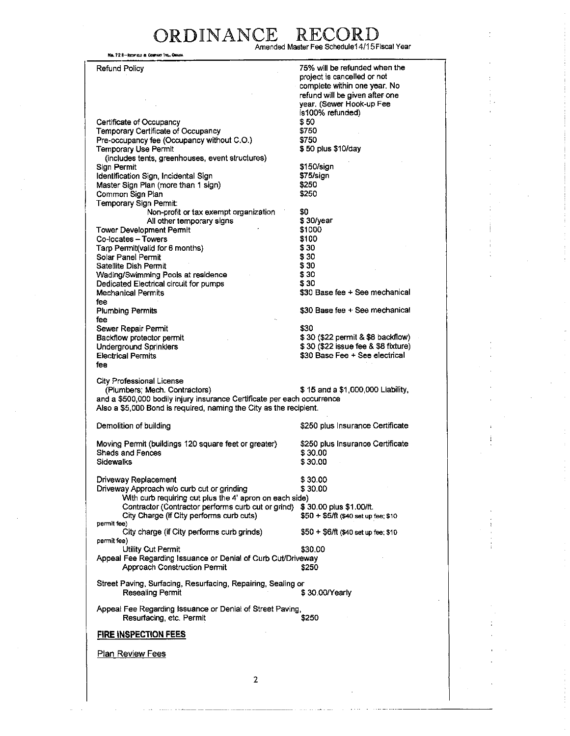# ORDINANCE RECORD

Amended Master Fee Schedule14/15Fiscal Year

| | |
|---|---|
| Refund Policy | 75% will be refunded when the project is cancelled or not complete within one year. No refund will be given after one year. (Sewer Hook-up Fee is100% refunded) |
| Certificate of Occupancy | $ 50 |
| Temporary Certificate of Occupancy | $750 |
| Pre-occupancy fee (Occupancy without C.O.) | $750 |
| Temporary Use Permit (includes tents, greenhouses, event structures) | $ 50 plus $10/day |
| Sign Permit | $150/sign |
| Identification Sign, Incidental Sign | $75/sign |
| Master Sign Plan (more than 1 sign) | $250 |
| Common Sign Plan | $250 |
| Temporary Sign Permit: | |
| Non-profit or tax exempt organization | $0 |
| All other temporary signs | $ 30/year |
| Tower Development Permit | $1000 |
| Co-locates – Towers | $100 |
| Tarp Permit(valid for 6 months) | $ 30 |
| Solar Panel Permit | $ 30 |
| Satellite Dish Permit | $ 30 |
| Wading/Swimming Pools at residence | $ 30 |
| Dedicated Electrical circuit for pumps | $ 30 |
| Mechanical Permits fee | $30 Base fee + See mechanical |
| Plumbing Permits fee | $30 Base fee + See mechanical |
| Sewer Repair Permit | $30 |
| Backflow protector permit | $ 30 ($22 permit & $8 backflow) |
| Underground Sprinklers | $ 30 ($22 issue fee & $8 fixture) |
| Electrical Permits fee | $30 Base Fee + See electrical |

City Professional License
(Plumbers; Mech. Contractors) $ 15 and a $1,000,000 Liability, and a $500,000 bodily injury insurance Certificate per each occurrence
Also a $5,000 Bond is required, naming the City as the recipient.

| | |
|---|---|
| Demolition of building | $250 plus Insurance Certificate |
| Moving Permit (buildings 120 square feet or greater) | $250 plus Insurance Certificate |
| Sheds and Fences | $ 30.00 |
| Sidewalks | $ 30.00 |
| Driveway Replacement | $ 30.00 |
| Driveway Approach w/o curb cut or grinding | $ 30.00 |
| With curb requiring cut plus the 4' apron on each side) | |
| Contractor (Contractor performs curb cut or grind) | $ 30.00 plus $1.00/ft. |
| City Charge (If City performs curb cuts) | $50 + $5/ft ($40 set up fee; $10 permit fee) |
| City charge (if City performs curb grinds) | $50 + $6/ft ($40 set up fee; $10 permit fee) |
| Utility Cut Permit | $30.00 |
| Appeal Fee Regarding Issuance or Denial of Curb Cut/Driveway Approach Construction Permit | $250 |
| Street Paving, Surfacing, Resurfacing, Repairing, Sealing or Resealing Permit | $ 30.00/Yearly |
| Appeal Fee Regarding Issuance or Denial of Street Paving, Resurfacing, etc. Permit | $250 |

**FIRE INSPECTION FEES**

Plan Review Fees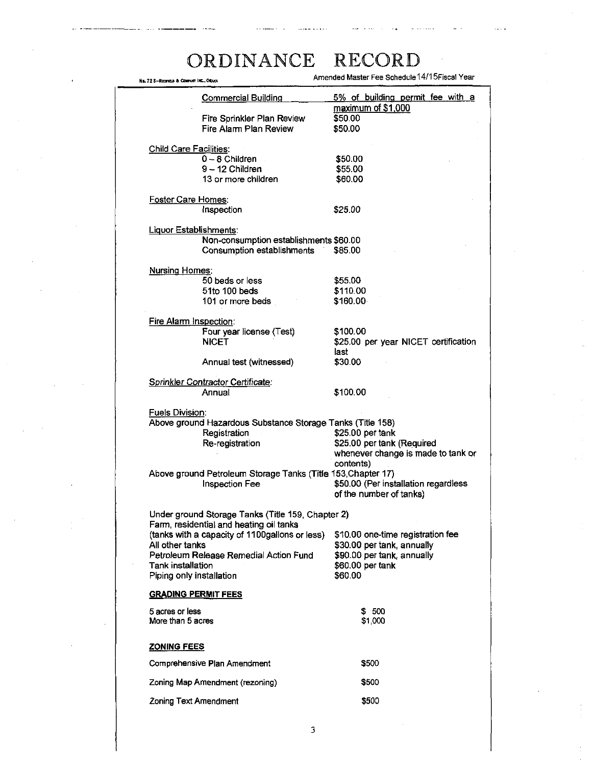| | |
|---|---|
| <u>Commercial Building</u> | <u>5% of building permit fee with a maximum of $1,000</u> |
| Fire Sprinkler Plan Review | $50.00 |
| Fire Alarm Plan Review | $50.00 |

<u>Child Care Facilities</u>:

| | |
|---|---|
| 0 – 8 Children | $50.00 |
| 9 – 12 Children | $55.00 |
| 13 or more children | $60.00 |

<u>Foster Care Homes</u>:

| | |
|---|---|
| Inspection | $25.00 |

<u>Liquor Establishments</u>:

| | |
|---|---|
| Non-consumption establishments | $60.00 |
| Consumption establishments | $85.00 |

<u>Nursing Homes</u>:

| | |
|---|---|
| 50 beds or less | $55.00 |
| 51to 100 beds | $110.00 |
| 101 or more beds | $160.00 |

<u>Fire Alarm Inspection</u>:

| | |
|---|---|
| Four year license (Test) | $100.00 |
| NICET | $25.00 per year NICET certification last |
| Annual test (witnessed) | $30.00 |

*<u>Sprinkler Contractor Certificate</u>:*

| | |
|---|---|
| Annual | $100.00 |

<u>Fuels Division</u>:

Above ground Hazardous Substance Storage Tanks (Title 158)

| | |
|---|---|
| Registration | $25.00 per tank |
| Re-registration | $25.00 per tank (Required whenever change is made to tank or contents) |

Above ground Petroleum Storage Tanks (Title 153,Chapter 17)

| | |
|---|---|
| Inspection Fee | $50.00 (Per installation regardless of the number of tanks) |

Under ground Storage Tanks (Title 159, Chapter 2)

| | |
|---|---|
| Farm, residential and heating oil tanks (tanks with a capacity of 1100gallons or less) | $10.00 one-time registration fee |
| All other tanks | $30.00 per tank, annually |
| Petroleum Release Remedial Action Fund | $90.00 per tank, annually |
| Tank installation | $60.00 per tank |
| Piping only installation | $60.00 |

**<u>GRADING PERMIT FEES</u>**

| | |
|---|---|
| 5 acres or less | $ 500 |
| More than 5 acres | $1,000 |

**<u>ZONING FEES</u>**

| | |
|---|---|
| Comprehensive Plan Amendment | $500 |
| Zoning Map Amendment (rezoning) | $500 |
| Zoning Text Amendment | $500 |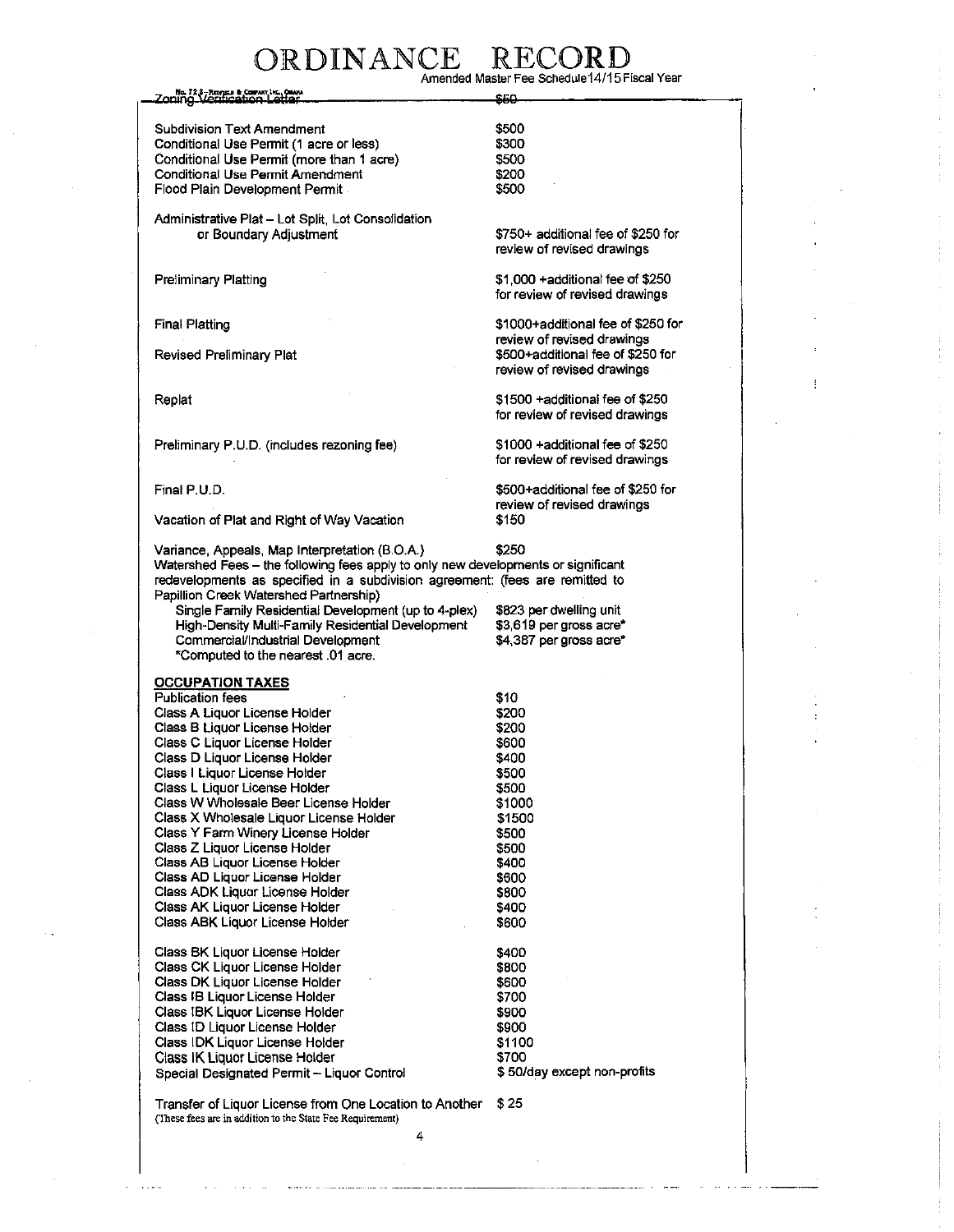# ORDINANCE RECORD

Amended Master Fee Schedule14/15Fiscal Year

| | |
|---|---|
| Zoning Verification Letter | $50 |
| Subdivision Text Amendment | $500 |
| Conditional Use Permit (1 acre or less) | $300 |
| Conditional Use Permit (more than 1 acre) | $500 |
| Conditional Use Permit Amendment | $200 |
| Flood Plain Development Permit | $500 |
| Administrative Plat – Lot Split, Lot Consolidation or Boundary Adjustment | $750+ additional fee of $250 for review of revised drawings |
| Preliminary Platting | $1,000 +additional fee of $250 for review of revised drawings |
| Final Platting | $1000+additional fee of $250 for review of revised drawings |
| Revised Preliminary Plat | $500+additional fee of $250 for review of revised drawings |
| Replat | $1500 +additional fee of $250 for review of revised drawings |
| Preliminary P.U.D. (includes rezoning fee) | $1000 +additional fee of $250 for review of revised drawings |
| Final P.U.D. | $500+additional fee of $250 for review of revised drawings |
| Vacation of Plat and Right of Way Vacation | $150 |
| Variance, Appeals, Map Interpretation (B.O.A.) | $250 |

Watershed Fees – the following fees apply to only new developments or significant redevelopments as specified in a subdivision agreement: (fees are remitted to Papillion Creek Watershed Partnership)

| | |
|---|---|
| Single Family Residential Development (up to 4-plex) | $823 per dwelling unit |
| High-Density Multi-Family Residential Development | $3,619 per gross acre* |
| Commercial/Industrial Development | $4,387 per gross acre* |

*Computed to the nearest .01 acre.

**OCCUPATION TAXES**

| | |
|---|---|
| Publication fees | $10 |
| Class A Liquor License Holder | $200 |
| Class B Liquor License Holder | $200 |
| Class C Liquor License Holder | $600 |
| Class D Liquor License Holder | $400 |
| Class I Liquor License Holder | $500 |
| Class L Liquor License Holder | $500 |
| Class W Wholesale Beer License Holder | $1000 |
| Class X Wholesale Liquor License Holder | $1500 |
| Class Y Farm Winery License Holder | $500 |
| Class Z Liquor License Holder | $500 |
| Class AB Liquor License Holder | $400 |
| Class AD Liquor License Holder | $600 |
| Class ADK Liquor License Holder | $800 |
| Class AK Liquor License Holder | $400 |
| Class ABK Liquor License Holder | $600 |
| Class BK Liquor License Holder | $400 |
| Class CK Liquor License Holder | $800 |
| Class DK Liquor License Holder | $600 |
| Class IB Liquor License Holder | $700 |
| Class IBK Liquor License Holder | $900 |
| Class ID Liquor License Holder | $900 |
| Class IDK Liquor License Holder | $1100 |
| Class IK Liquor License Holder | $700 |
| Special Designated Permit – Liquor Control | $ 50/day except non-profits |
| Transfer of Liquor License from One Location to Another | $ 25 |

(These fees are in addition to the State Fee Requirement)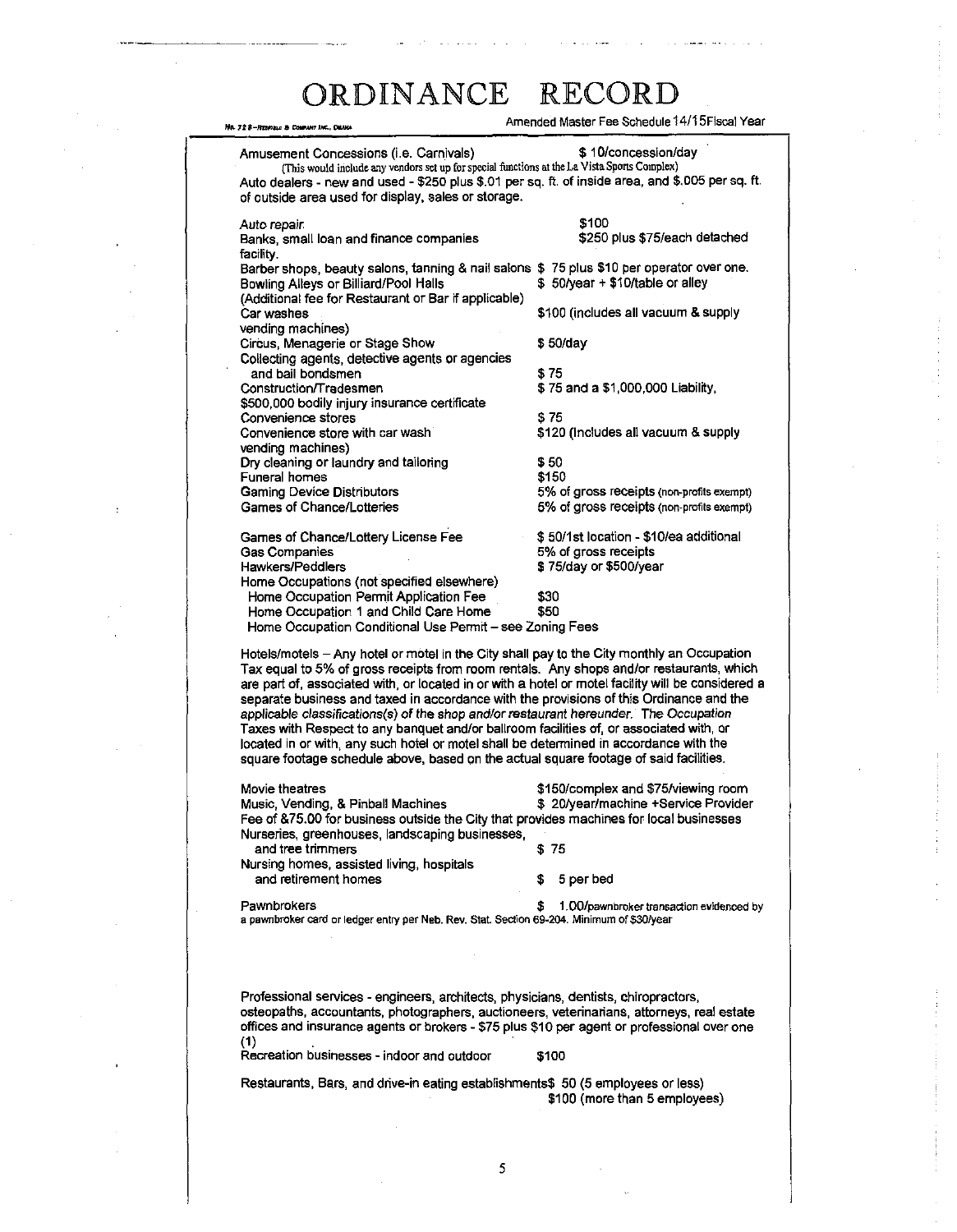# ORDINANCE RECORD

Amended Master Fee Schedule 14/15Fiscal Year

Amusement Concessions (i.e. Carnivals) $ 10/concession/day
(This would include any vendors set up for special functions at the La Vista Sports Complex)

Auto dealers - new and used - $250 plus $.01 per sq. ft. of inside area, and $.005 per sq. ft. of outside area used for display, sales or storage.

| | |
|---|---|
| Auto repair | $100 |
| Banks, small loan and finance companies facility. | $250 plus $75/each detached |
| Barber shops, beauty salons, tanning & nail salons | $ 75 plus $10 per operator over one. |
| Bowling Alleys or Billiard/Pool Halls (Additional fee for Restaurant or Bar if applicable) | $ 50/year + $10/table or alley |
| Car washes | $100 (includes all vacuum & supply vending machines) |
| Circus, Menagerie or Stage Show | $ 50/day |
| Collecting agents, detective agents or agencies and bail bondsmen | $ 75 |
| Construction/Tradesmen | $ 75 and a $1,000,000 Liability, $500,000 bodily injury insurance certificate |
| Convenience stores | $ 75 |
| Convenience store with car wash | $120 (Includes all vacuum & supply vending machines) |
| Dry cleaning or laundry and tailoring | $ 50 |
| Funeral homes | $150 |
| Gaming Device Distributors | 5% of gross receipts (non-profits exempt) |
| Games of Chance/Lotteries | 5% of gross receipts (non-profits exempt) |
| Games of Chance/Lottery License Fee | $ 50/1st location - $10/ea additional |
| Gas Companies | 5% of gross receipts |
| Hawkers/Peddlers | $ 75/day or $500/year |
| Home Occupations (not specified elsewhere) | |
| Home Occupation Permit Application Fee | $30 |
| Home Occupation 1 and Child Care Home | $50 |

Home Occupation Conditional Use Permit – see Zoning Fees

Hotels/motels – Any hotel or motel in the City shall pay to the City monthly an Occupation Tax equal to 5% of gross receipts from room rentals. Any shops and/or restaurants, which are part of, associated with, or located in or with a hotel or motel facility will be considered a separate business and taxed in accordance with the provisions of this Ordinance and the *applicable classifications(s) of the shop and/or restaurant hereunder. The Occupation* Taxes with Respect to any banquet and/or ballroom facilities of, or associated with, or located in or with, any such hotel or motel shall be determined in accordance with the square footage schedule above, based on the actual square footage of said facilities.

| | |
|---|---|
| Movie theatres | $150/complex and $75/viewing room |
| Music, Vending, & Pinball Machines | $ 20/year/machine +Service Provider |

Fee of &75.00 for business outside the City that provides machines for local businesses

| | |
|---|---|
| Nurseries, greenhouses, landscaping businesses, and tree trimmers | $ 75 |
| Nursing homes, assisted living, hospitals and retirement homes | $ 5 per bed |
| Pawnbrokers | $ 1.00/pawnbroker transaction evidenced by |

a pawnbroker card or ledger entry per Neb. Rev. Stat. Section 69-204. Minimum of $30/year

Professional services - engineers, architects, physicians, dentists, chiropractors, osteopaths, accountants, photographers, auctioneers, veterinarians, attorneys, real estate offices and insurance agents or brokers - $75 plus $10 per agent or professional over one (1)

Recreation businesses - indoor and outdoor $100

Restaurants, Bars, and drive-in eating establishments $ 50 (5 employees or less)
$100 (more than 5 employees)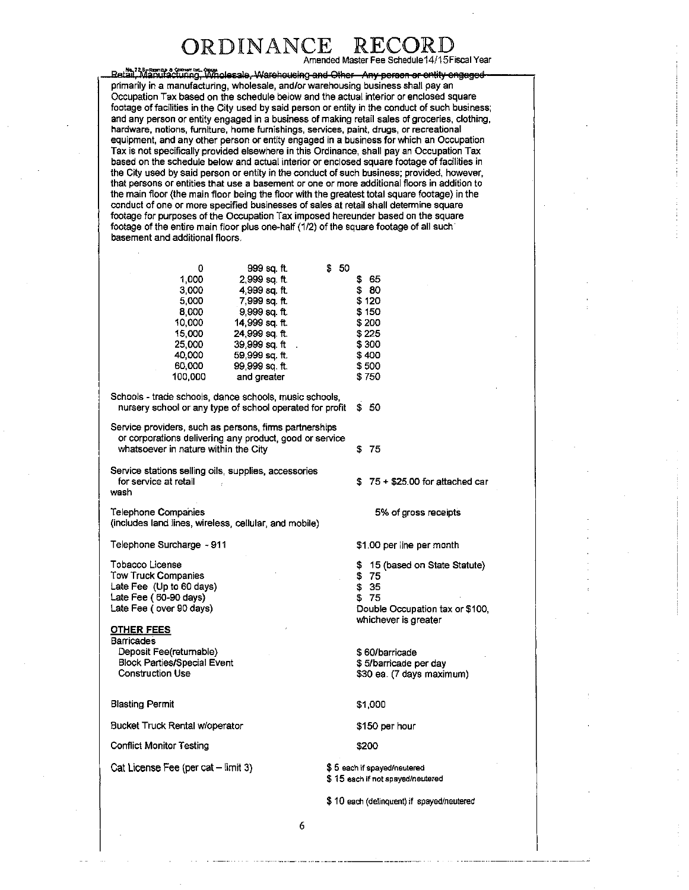# ORDINANCE RECORD

Amended Master Fee Schedule14/15Fiscal Year

Retail, Manufacturing, Wholesale, Warehousing and Other - Any person or entity engaged primarily in a manufacturing, wholesale, and/or warehousing business shall pay an Occupation Tax based on the schedule below and the actual interior or enclosed square footage of facilities in the City used by said person or entity in the conduct of such business; and any person or entity engaged in a business of making retail sales of groceries, clothing, hardware, notions, furniture, home furnishings, services, paint, drugs, or recreational equipment, and any other person or entity engaged in a business for which an Occupation Tax is not specifically provided elsewhere in this Ordinance, shall pay an Occupation Tax based on the schedule below and actual interior or enclosed square footage of facilities in the City used by said person or entity in the conduct of such business; provided, however, that persons or entities that use a basement or one or more additional floors in addition to the main floor (the main floor being the floor with the greatest total square footage) in the conduct of one or more specified businesses of sales at retail shall determine square footage for purposes of the Occupation Tax imposed hereunder based on the square footage of the entire main floor plus one-half (1/2) of the square footage of all such basement and additional floors.

| From | To | Fee |
|---|---|---|
| 0 | 999 sq. ft. | $ 50 |
| 1,000 | 2,999 sq. ft. | $ 65 |
| 3,000 | 4,999 sq. ft. | $ 80 |
| 5,000 | 7,999 sq. ft. | $ 120 |
| 8,000 | 9,999 sq. ft. | $ 150 |
| 10,000 | 14,999 sq. ft. | $ 200 |
| 15,000 | 24,999 sq. ft. | $ 225 |
| 25,000 | 39,999 sq. ft | $ 300 |
| 40,000 | 59,999 sq. ft. | $ 400 |
| 60,000 | 99,999 sq. ft. | $ 500 |
| 100,000 | and greater | $ 750 |

| Item | Fee |
|---|---|
| Schools - trade schools, dance schools, music schools, nursery school or any type of school operated for profit | $ 50 |
| Service providers, such as persons, firms partnerships or corporations delivering any product, good or service whatsoever in nature within the City | $ 75 |
| Service stations selling oils, supplies, accessories for service at retail wash | $ 75 + $25.00 for attached car |
| Telephone Companies (includes land lines, wireless, cellular, and mobile) | 5% of gross receipts |
| Telephone Surcharge - 911 | $1.00 per line per month |
| Tobacco License | $ 15 (based on State Statute) |
| Tow Truck Companies | $ 75 |
| Late Fee (Up to 60 days) | $ 35 |
| Late Fee ( 60-90 days) | $ 75 |
| Late Fee ( over 90 days) | Double Occupation tax or $100, whichever is greater |

## OTHER FEES

| Item | Fee |
|---|---|
| Barricades | |
| Deposit Fee(returnable) | $ 60/barricade |
| Block Parties/Special Event | $ 5/barricade per day |
| Construction Use | $30 ea. (7 days maximum) |
| Blasting Permit | $1,000 |
| Bucket Truck Rental w/operator | $150 per hour |
| Conflict Monitor Testing | $200 |
| Cat License Fee (per cat – limit 3) | $ 5 each if spayed/neutered<br>$ 15 each if not spayed/neutered<br>$ 10 each (delinquent) if spayed/neutered |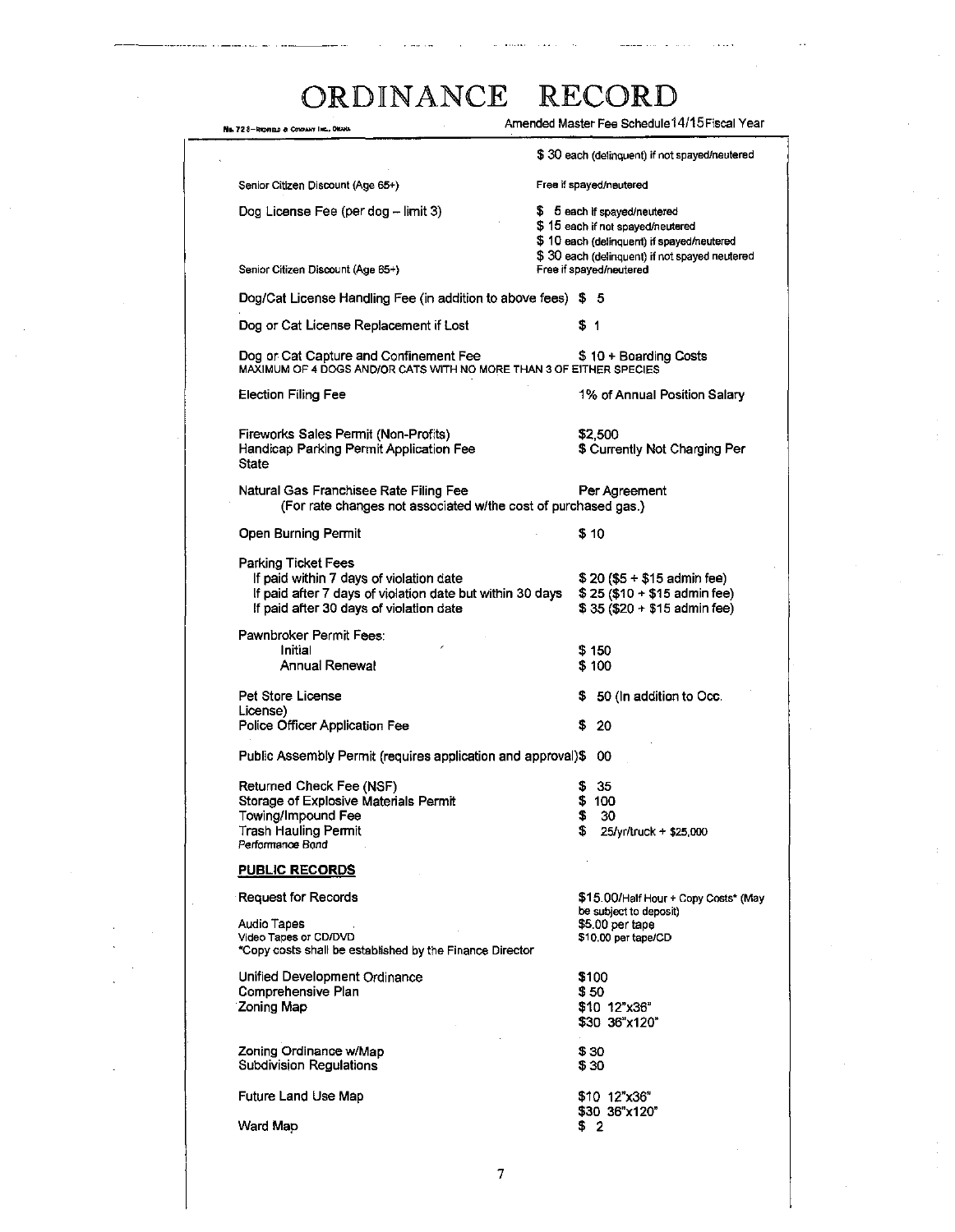# ORDINANCE RECORD

No. 728—REDFIELD & COMPANY INC., OMAHA

Amended Master Fee Schedule 14/15 Fiscal Year

| | |
|---|---|
| | $ 30 each (delinquent) if not spayed/neutered |
| Senior Citizen Discount (Age 65+) | Free if spayed/neutered |
| Dog License Fee (per dog – limit 3) | $ 5 each if spayed/neutered<br>$ 15 each if not spayed/neutered<br>$ 10 each (delinquent) if spayed/neutered<br>$ 30 each (delinquent) if not spayed neutered |
| Senior Citizen Discount (Age 65+) | Free if spayed/neutered |
| Dog/Cat License Handling Fee (in addition to above fees) | $ 5 |
| Dog or Cat License Replacement if Lost | $ 1 |
| Dog or Cat Capture and Confinement Fee<br>MAXIMUM OF 4 DOGS AND/OR CATS WITH NO MORE THAN 3 OF EITHER SPECIES | $ 10 + Boarding Costs |
| Election Filing Fee | 1% of Annual Position Salary |
| Fireworks Sales Permit (Non-Profits) | $2,500 |
| Handicap Parking Permit Application Fee | $ Currently Not Charging Per State |
| Natural Gas Franchisee Rate Filing Fee<br>(For rate changes not associated w/the cost of purchased gas.) | Per Agreement |
| Open Burning Permit | $ 10 |
| Parking Ticket Fees | |
| If paid within 7 days of violation date | $ 20 ($5 + $15 admin fee) |
| If paid after 7 days of violation date but within 30 days | $ 25 ($10 + $15 admin fee) |
| If paid after 30 days of violation date | $ 35 ($20 + $15 admin fee) |
| Pawnbroker Permit Fees: | |
| Initial | $ 150 |
| Annual Renewal | $ 100 |
| Pet Store License | $ 50 (In addition to Occ. License) |
| Police Officer Application Fee | $ 20 |
| Public Assembly Permit (requires application and approval) | $ 00 |
| Returned Check Fee (NSF) | $ 35 |
| Storage of Explosive Materials Permit | $ 100 |
| Towing/Impound Fee | $ 30 |
| Trash Hauling Permit<br>Performance Bond | $ 25/yr/truck + $25,000 |

## PUBLIC RECORDS

| | |
|---|---|
| Request for Records | $15.00/Half Hour + Copy Costs* (May be subject to deposit) |
| Audio Tapes | $5.00 per tape |
| Video Tapes or CD/DVD | $10.00 per tape/CD |
| *Copy costs shall be established by the Finance Director | |
| Unified Development Ordinance | $100 |
| Comprehensive Plan | $ 50 |
| Zoning Map | $10 12"x36"<br>$30 36"x120" |
| Zoning Ordinance w/Map | $ 30 |
| Subdivision Regulations | $ 30 |
| Future Land Use Map | $10 12"x36"<br>$30 36"x120" |
| Ward Map | $ 2 |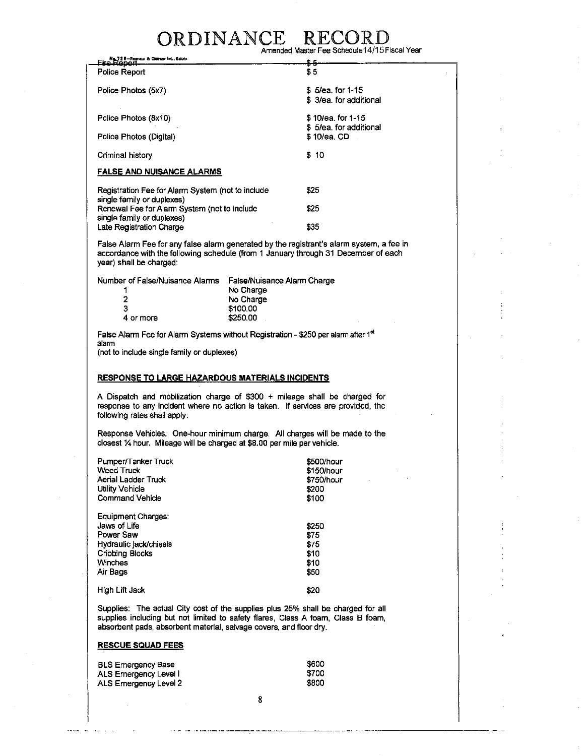| | |
|---|---|
| ~~Fire Report~~ | ~~$ 5~~ |
| Police Report | $ 5 |
| Police Photos (5x7) | $ 5/ea. for 1-15<br>$ 3/ea. for additional |
| Police Photos (8x10) | $ 10/ea. for 1-15<br>$ 5/ea. for additional |
| Police Photos (Digital) | $ 10/ea. CD |
| Criminal history | $ 10 |

**FALSE AND NUISANCE ALARMS**

| | |
|---|---|
| Registration Fee for Alarm System (not to include single family or duplexes) | $25 |
| Renewal Fee for Alarm System (not to include single family or duplexes) | $25 |
| Late Registration Charge | $35 |

False Alarm Fee for any false alarm generated by the registrant's alarm system, a fee in accordance with the following schedule (from 1 January through 31 December of each year) shall be charged:

| Number of False/Nuisance Alarms | False/Nuisance Alarm Charge |
|---|---|
| 1 | No Charge |
| 2 | No Charge |
| 3 | $100.00 |
| 4 or more | $250.00 |

False Alarm Fee for Alarm Systems without Registration - $250 per alarm after 1st alarm
(not to include single family or duplexes)

**RESPONSE TO LARGE HAZARDOUS MATERIALS INCIDENTS**

A Dispatch and mobilization charge of $300 + mileage shall be charged for response to any incident where no action is taken. If services are provided, the following rates shall apply:

Response Vehicles: One-hour minimum charge. All charges will be made to the closest ¼ hour. Mileage will be charged at $8.00 per mile per vehicle.

| | |
|---|---|
| Pumper/Tanker Truck | $500/hour |
| Weed Truck | $150/hour |
| Aerial Ladder Truck | $750/hour |
| Utility Vehicle | $200 |
| Command Vehicle | $100 |

| Equipment Charges: | |
|---|---|
| Jaws of Life | $250 |
| Power Saw | $75 |
| Hydraulic jack/chisels | $75 |
| Cribbing Blocks | $10 |
| Winches | $10 |
| Air Bags | $50 |
| High Lift Jack | $20 |

Supplies: The actual City cost of the supplies plus 25% shall be charged for all supplies including but not limited to safety flares, Class A foam, Class B foam, absorbent pads, absorbent material, salvage covers, and floor dry.

**RESCUE SQUAD FEES**

| | |
|---|---|
| BLS Emergency Base | $600 |
| ALS Emergency Level I | $700 |
| ALS Emergency Level 2 | $800 |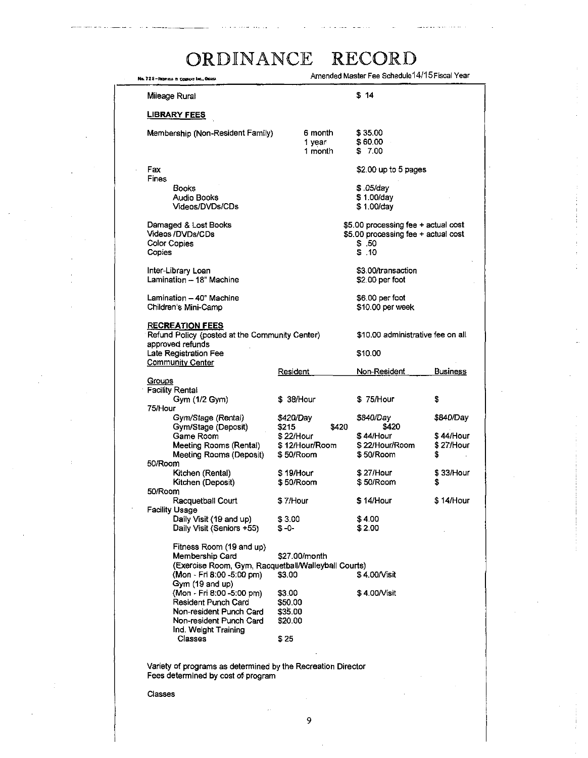# ORDINANCE RECORD

Amended Master Fee Schedule 14/15 Fiscal Year

Mileage Rural $ 14

**LIBRARY FEES**

| | | |
|---|---|---|
| Membership (Non-Resident Family) | 6 month | $ 35.00 |
| | 1 year | $ 60.00 |
| | 1 month | $ 7.00 |
| Fax | | $2.00 up to 5 pages |
| Fines | | |
| Books | | $ .05/day |
| Audio Books | | $ 1.00/day |
| Videos/DVDs/CDs | | $ 1.00/day |
| Damaged & Lost Books | | $5.00 processing fee + actual cost |
| Videos /DVDs/CDs | | $5.00 processing fee + actual cost |
| Color Copies | | $ .50 |
| Copies | | $ .10 |
| Inter-Library Loan | | $3.00/transaction |
| Lamination – 18" Machine | | $2.00 per foot |
| Lamination – 40" Machine | | $6.00 per foot |
| Children's Mini-Camp | | $10.00 per week |

**RECREATION FEES**

Refund Policy (posted at the Community Center) — $10.00 administrative fee on all approved refunds

Late Registration Fee — $10.00

Community Center

| | Resident | Non-Resident | Business |
|---|---|---|---|
| Groups | | | |
| Facility Rental | | | |
| Gym (1/2 Gym) | $ 38/Hour | $ 75/Hour | $ 75/Hour |
| Gym/Stage (Rental) | $420/Day | $840/Day | $840/Day |
| Gym/Stage (Deposit) | $215 | $420 | $420 |
| Game Room | $ 22/Hour | $ 44/Hour | $ 44/Hour |
| Meeting Rooms (Rental) | $ 12/Hour/Room | $ 22/Hour/Room | $ 27/Hour |
| Meeting Rooms (Deposit) | $ 50/Room | $ 50/Room | $ 50/Room |
| Kitchen (Rental) | $ 19/Hour | $ 27/Hour | $ 33/Hour |
| Kitchen (Deposit) | $ 50/Room | $ 50/Room | $ 50/Room |
| Racquetball Court | $ 7/Hour | $ 14/Hour | $ 14/Hour |
| Facility Usage | | | |
| Daily Visit (19 and up) | $ 3.00 | $ 4.00 | |
| Daily Visit (Seniors +55) | $ -0- | $ 2.00 | |
| Fitness Room (19 and up) Membership Card | $27.00/month | | |
| (Exercise Room, Gym, Racquetball/Walleyball Courts) (Mon - Fri 8:00 -5:00 pm) | $3.00 | $ 4.00/Visit | |
| Gym (19 and up) (Mon - Fri 8:00 -5:00 pm) | $3.00 | $ 4.00/Visit | |
| Resident Punch Card | $50.00 | | |
| Non-resident Punch Card | $35.00 | | |
| Non-resident Punch Card | $20.00 | | |
| Ind. Weight Training Classes | $ 25 | | |

Variety of programs as determined by the Recreation Director
Fees determined by cost of program

Classes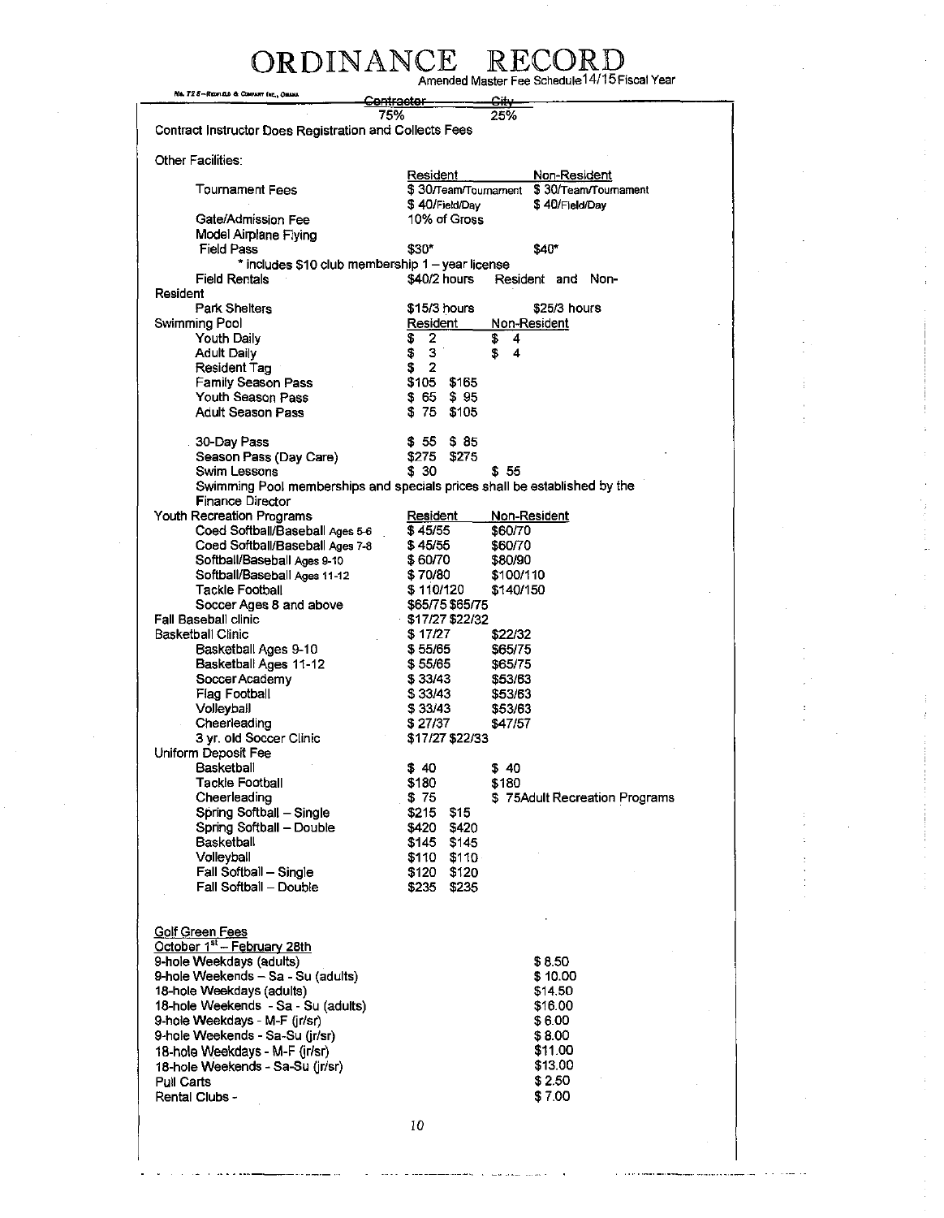# ORDINANCE RECORD

Amended Master Fee Schedule 14/15 Fiscal Year

| | Contractor | City |
|---|---|---|
| | 75% | 25% |

Contract Instructor Does Registration and Collects Fees

Other Facilities:

| | Resident | Non-Resident |
|---|---|---|
| Tournament Fees | $ 30/Team/Tournament | $ 30/Team/Tournament |
| | $ 40/Field/Day | $ 40/Field/Day |
| Gate/Admission Fee | 10% of Gross | |
| Model Airplane Flying | | |
| Field Pass | $30* | $40* |

\* includes $10 club membership 1 – year license

| | | |
|---|---|---|
| Field Rentals | $40/2 hours | Resident and Non-Resident |
| Park Shelters | $15/3 hours | $25/3 hours |

| Swimming Pool | Resident | | Non-Resident |
|---|---|---|---|
| Youth Daily | $ 2 | | $ 4 |
| Adult Daily | $ 3 | | $ 4 |
| Resident Tag | $ 2 | | |
| Family Season Pass | $105 | $165 | |
| Youth Season Pass | $ 65 | $ 95 | |
| Adult Season Pass | $ 75 | $105 | |
| 30-Day Pass | $ 55 | $ 85 | |
| Season Pass (Day Care) | $275 | $275 | |
| Swim Lessons | $ 30 | | $ 55 |

Swimming Pool memberships and specials prices shall be established by the Finance Director

| Youth Recreation Programs | Resident | Non-Resident |
|---|---|---|
| Coed Softball/Baseball Ages 5-6 | $ 45/55 | $60/70 |
| Coed Softball/Baseball Ages 7-8 | $ 45/55 | $60/70 |
| Softball/Baseball Ages 9-10 | $ 60/70 | $80/90 |
| Softball/Baseball Ages 11-12 | $ 70/80 | $100/110 |
| Tackle Football | $ 110/120 | $140/150 |
| Soccer Ages 8 and above | $65/75 $65/75 | |
| Fall Baseball clinic | $17/27 $22/32 | |
| Basketball Clinic | $ 17/27 | $22/32 |
| Basketball Ages 9-10 | $ 55/65 | $65/75 |
| Basketball Ages 11-12 | $ 55/65 | $65/75 |
| Soccer Academy | $ 33/43 | $53/63 |
| Flag Football | $ 33/43 | $53/63 |
| Volleyball | $ 33/43 | $53/63 |
| Cheerleading | $ 27/37 | $47/57 |
| 3 yr. old Soccer Clinic | $17/27 $22/33 | |

| Uniform Deposit Fee | | | |
|---|---|---|---|
| Basketball | $ 40 | | $ 40 |
| Tackle Football | $180 | | $180 |
| Cheerleading | $ 75 | | $ 75 Adult Recreation Programs |
| Spring Softball – Single | $215 | $15 | |
| Spring Softball – Double | $420 | $420 | |
| Basketball | $145 | $145 | |
| Volleyball | $110 | $110 | |
| Fall Softball – Single | $120 | $120 | |
| Fall Softball – Double | $235 | $235 | |

**Golf Green Fees**

October 1st – February 28th

| | |
|---|---|
| 9-hole Weekdays (adults) | $ 8.50 |
| 9-hole Weekends – Sa - Su (adults) | $ 10.00 |
| 18-hole Weekdays (adults) | $14.50 |
| 18-hole Weekends - Sa - Su (adults) | $16.00 |
| 9-hole Weekdays - M-F (jr/sr) | $ 6.00 |
| 9-hole Weekends - Sa-Su (jr/sr) | $ 8.00 |
| 18-hole Weekdays - M-F (jr/sr) | $11.00 |
| 18-hole Weekends - Sa-Su (jr/sr) | $13.00 |
| Pull Carts | $ 2.50 |
| Rental Clubs - | $ 7.00 |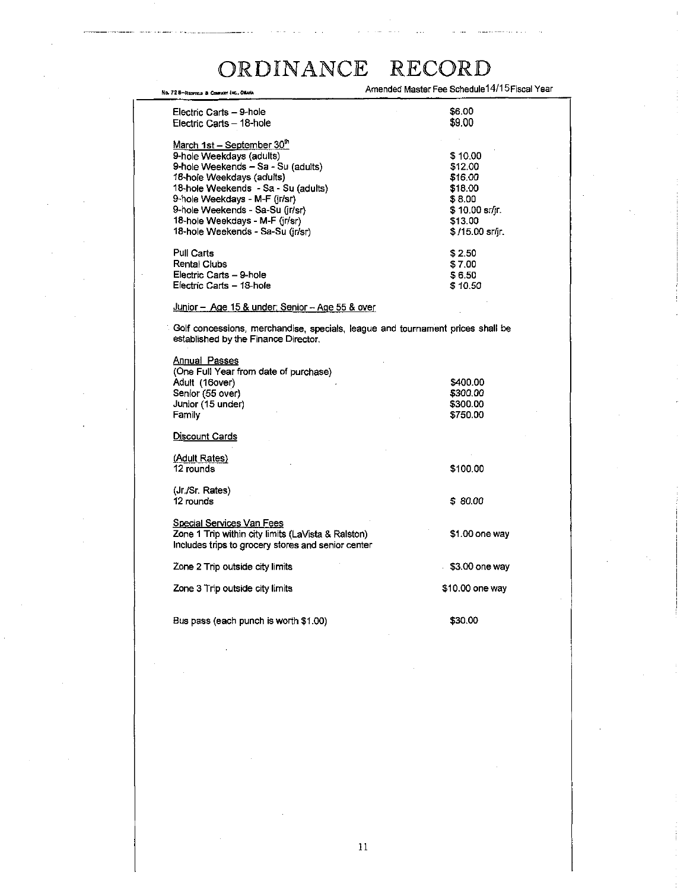# ORDINANCE RECORD

Amended Master Fee Schedule 14/15 Fiscal Year

| | |
|---|---|
| Electric Carts – 9-hole | $6.00 |
| Electric Carts – 18-hole | $9.00 |

March 1st – September 30th

| | |
|---|---|
| 9-hole Weekdays (adults) | $ 10.00 |
| 9-hole Weekends – Sa - Su (adults) | $12.00 |
| 18-hole Weekdays (adults) | $16.00 |
| 18-hole Weekends - Sa - Su (adults) | $18.00 |
| 9-hole Weekdays - M-F (jr/sr) | $ 8.00 |
| 9-hole Weekends - Sa-Su (jr/sr) | $ 10.00 sr/jr. |
| 18-hole Weekdays - M-F (jr/sr) | $13.00 |
| 18-hole Weekends - Sa-Su (jr/sr) | $ /15.00 sr/jr. |

| | |
|---|---|
| Pull Carts | $ 2.50 |
| Rental Clubs | $ 7.00 |
| Electric Carts – 9-hole | $ 6.50 |
| Electric Carts – 18-hole | $ 10.50 |

Junior – Age 15 & under; Senior – Age 55 & over

Golf concessions, merchandise, specials, league and tournament prices shall be established by the Finance Director.

Annual Passes
(One Full Year from date of purchase)

| | |
|---|---|
| Adult (16over) | $400.00 |
| Senior (55 over) | $300.00 |
| Junior (15 under) | $300.00 |
| Family | $750.00 |

Discount Cards

(Adult Rates)

| | |
|---|---|
| 12 rounds | $100.00 |

(Jr./Sr. Rates)

| | |
|---|---|
| 12 rounds | $ 80.00 |

Special Services Van Fees

| | |
|---|---|
| Zone 1 Trip within city limits (LaVista & Ralston) Includes trips to grocery stores and senior center | $1.00 one way |
| Zone 2 Trip outside city limits | $3.00 one way |
| Zone 3 Trip outside city limits | $10.00 one way |
| Bus pass (each punch is worth $1.00) | $30.00 |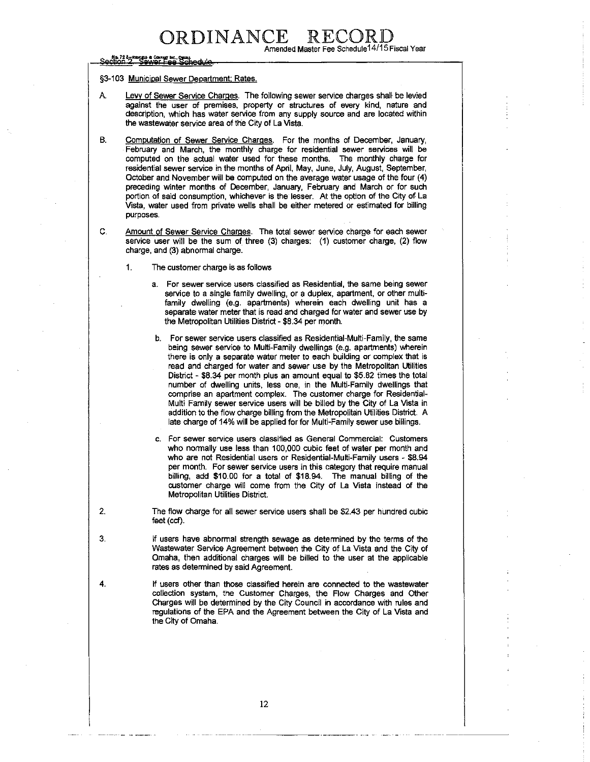# ORDINANCE RECORD

Amended Master Fee Schedule 14/15 Fiscal Year

Section 2. Sewer Fee Schedule.

§3-103 Municipal Sewer Department; Rates.

A. Levy of Sewer Service Charges. The following sewer service charges shall be levied against the user of premises, property or structures of every kind, nature and description, which has water service from any supply source and are located within the wastewater service area of the City of La Vista.

B. Computation of Sewer Service Charges. For the months of December, January, February and March, the monthly charge for residential sewer services will be computed on the actual water used for these months. The monthly charge for residential sewer service in the months of April, May, June, July, August, September, October and November will be computed on the average water usage of the four (4) preceding winter months of December, January, February and March or for such portion of said consumption, whichever is the lesser. At the option of the City of La Vista, water used from private wells shall be either metered or estimated for billing purposes.

C. Amount of Sewer Service Charges. The total sewer service charge for each sewer service user will be the sum of three (3) charges: (1) customer charge, (2) flow charge, and (3) abnormal charge.

1. The customer charge is as follows

   a. For sewer service users classified as Residential, the same being sewer service to a single family dwelling, or a duplex, apartment, or other multi-family dwelling (e.g. apartments) wherein each dwelling unit has a separate water meter that is read and charged for water and sewer use by the Metropolitan Utilities District - $8.34 per month.

   b. For sewer service users classified as Residential-Multi-Family, the same being sewer service to Multi-Family dwellings (e.g. apartments) wherein there is only a separate water meter to each building or complex that is read and charged for water and sewer use by the Metropolitan Utilities District - $8.34 per month plus an amount equal to $5.82 times the total number of dwelling units, less one, in the Multi-Family dwellings that comprise an apartment complex. The customer charge for Residential-Multi Family sewer service users will be billed by the City of La Vista in addition to the flow charge billing from the Metropolitan Utilities District. A late charge of 14% will be applied for for Multi-Family sewer use billings.

   c. For sewer service users classified as General Commercial: Customers who normally use less than 100,000 cubic feet of water per month and who are not Residential users or Residential-Multi-Family users - $8.94 per month. For sewer service users in this category that require manual billing, add $10.00 for a total of $18.94. The manual billing of the customer charge will come from the City of La Vista instead of the Metropolitan Utilities District.

2. The flow charge for all sewer service users shall be $2.43 per hundred cubic feet (ccf).

3. If users have abnormal strength sewage as determined by the terms of the Wastewater Service Agreement between the City of La Vista and the City of Omaha, then additional charges will be billed to the user at the applicable rates as determined by said Agreement.

4. If users other than those classified herein are connected to the wastewater collection system, the Customer Charges, the Flow Charges and Other Charges will be determined by the City Council in accordance with rules and regulations of the EPA and the Agreement between the City of La Vista and the City of Omaha.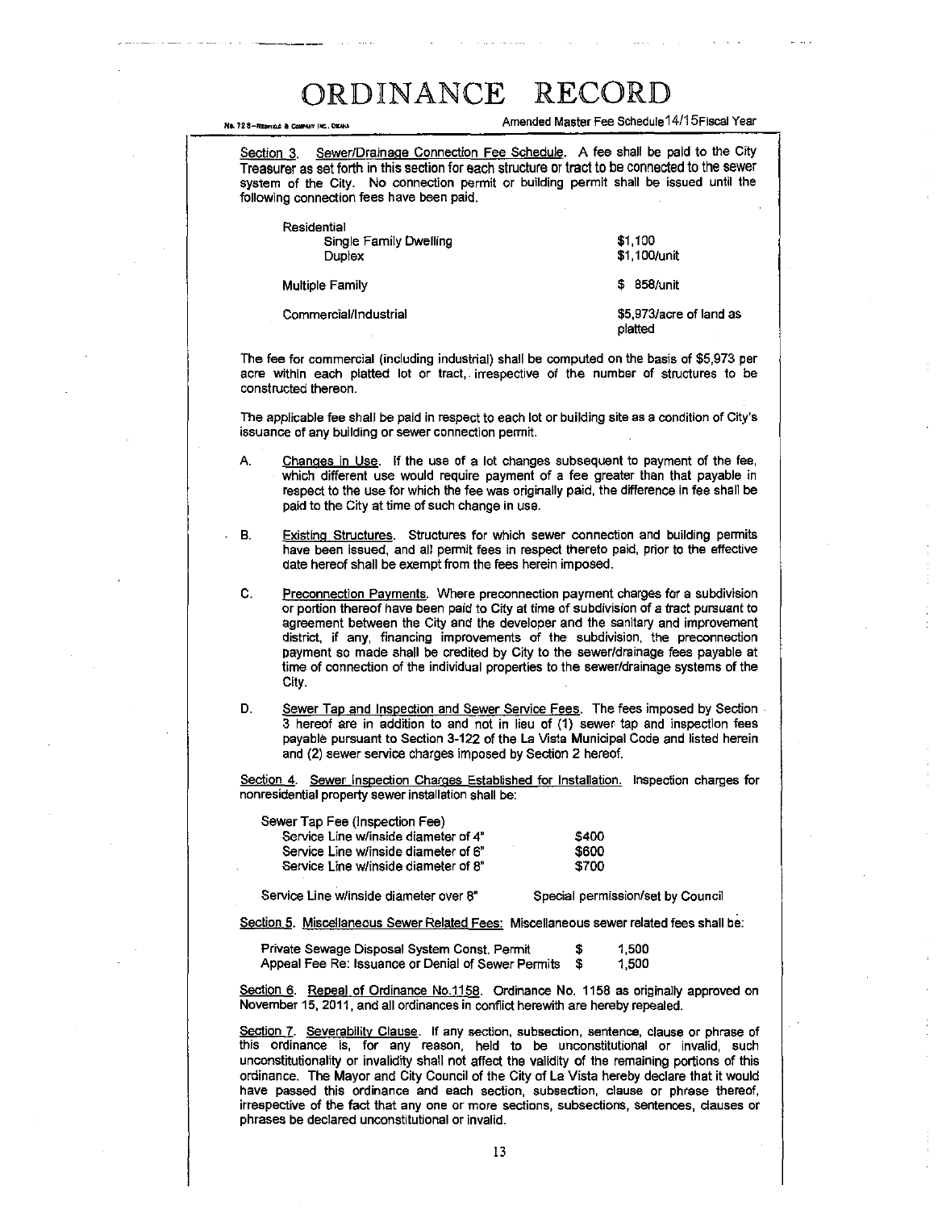Section 3. Sewer/Drainage Connection Fee Schedule. A fee shall be paid to the City Treasurer as set forth in this section for each structure or tract to be connected to the sewer system of the City. No connection permit or building permit shall be issued until the following connection fees have been paid.

| | |
|---|---|
| Residential | |
| Single Family Dwelling | $1,100 |
| Duplex | $1,100/unit |
| Multiple Family | $ 858/unit |
| Commercial/Industrial | $5,973/acre of land as platted |

The fee for commercial (including industrial) shall be computed on the basis of $5,973 per acre within each platted lot or tract, irrespective of the number of structures to be constructed thereon.

The applicable fee shall be paid in respect to each lot or building site as a condition of City's issuance of any building or sewer connection permit.

A. Changes in Use. If the use of a lot changes subsequent to payment of the fee, which different use would require payment of a fee greater than that payable in respect to the use for which the fee was originally paid, the difference in fee shall be paid to the City at time of such change in use.

B. Existing Structures. Structures for which sewer connection and building permits have been issued, and all permit fees in respect thereto paid, prior to the effective date hereof shall be exempt from the fees herein imposed.

C. Preconnection Payments. Where preconnection payment charges for a subdivision or portion thereof have been paid to City at time of subdivision of a tract pursuant to agreement between the City and the developer and the sanitary and improvement district, if any, financing improvements of the subdivision, the preconnection payment so made shall be credited by City to the sewer/drainage fees payable at time of connection of the individual properties to the sewer/drainage systems of the City.

D. Sewer Tap and Inspection and Sewer Service Fees. The fees imposed by Section 3 hereof are in addition to and not in lieu of (1) sewer tap and inspection fees payable pursuant to Section 3-122 of the La Vista Municipal Code and listed herein and (2) sewer service charges imposed by Section 2 hereof.

Section 4. Sewer Inspection Charges Established for Installation. Inspection charges for nonresidential property sewer installation shall be:

| | |
|---|---|
| Sewer Tap Fee (Inspection Fee) | |
| Service Line w/inside diameter of 4" | $400 |
| Service Line w/inside diameter of 6" | $600 |
| Service Line w/inside diameter of 8" | $700 |
| Service Line w/inside diameter over 8" | Special permission/set by Council |

Section 5. Miscellaneous Sewer Related Fees: Miscellaneous sewer related fees shall be:

| | |
|---|---|
| Private Sewage Disposal System Const. Permit | $ 1,500 |
| Appeal Fee Re: Issuance or Denial of Sewer Permits | $ 1,500 |

Section 6. Repeal of Ordinance No.1158. Ordinance No. 1158 as originally approved on November 15, 2011, and all ordinances in conflict herewith are hereby repealed.

Section 7. Severability Clause. If any section, subsection, sentence, clause or phrase of this ordinance is, for any reason, held to be unconstitutional or invalid, such unconstitutionality or invalidity shall not affect the validity of the remaining portions of this ordinance. The Mayor and City Council of the City of La Vista hereby declare that it would have passed this ordinance and each section, subsection, clause or phrase thereof, irrespective of the fact that any one or more sections, subsections, sentences, clauses or phrases be declared unconstitutional or invalid.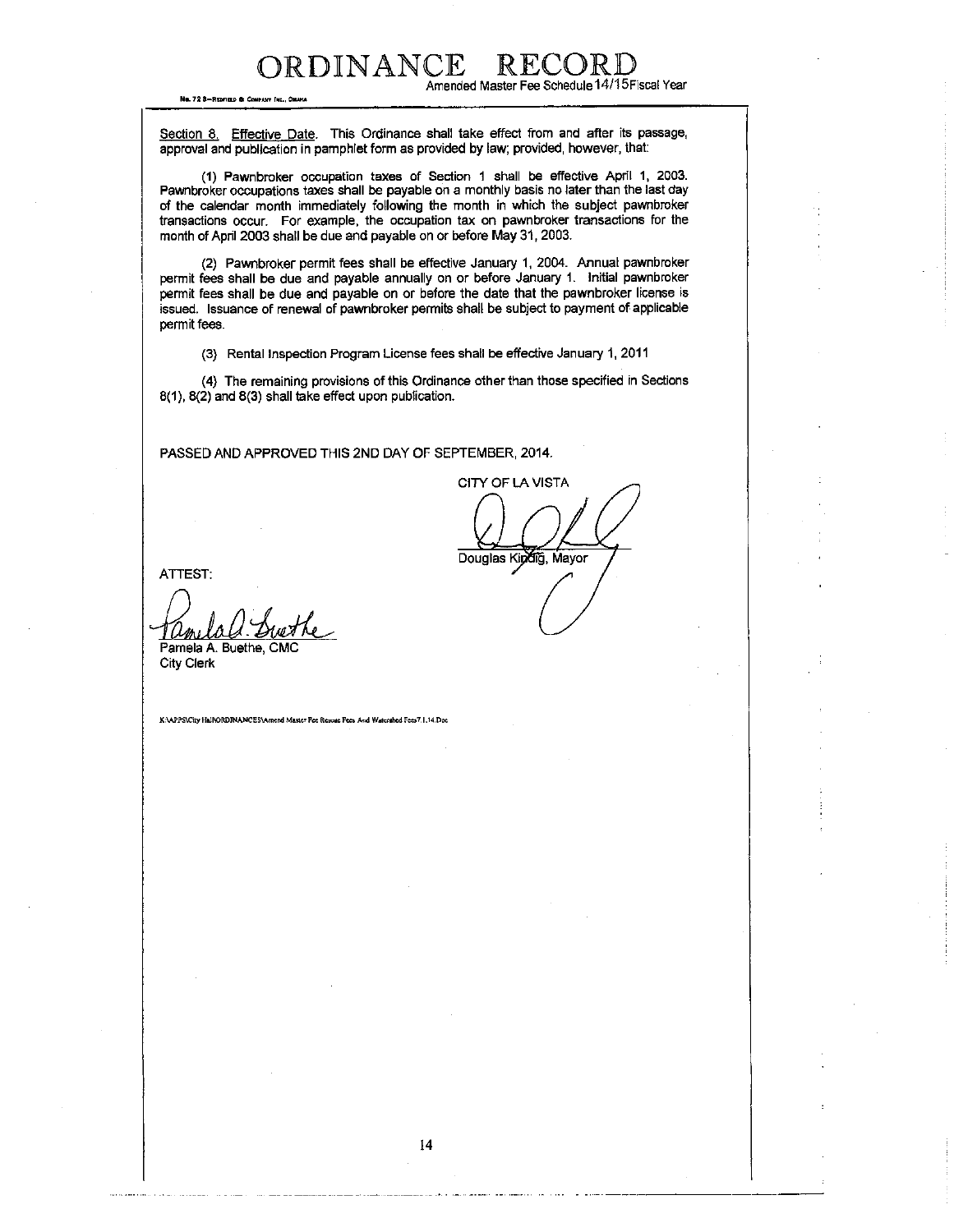# ORDINANCE RECORD

Amended Master Fee Schedule 14/15 Fiscal Year

Section 8. Effective Date. This Ordinance shall take effect from and after its passage, approval and publication in pamphlet form as provided by law; provided, however, that:

(1) Pawnbroker occupation taxes of Section 1 shall be effective April 1, 2003. Pawnbroker occupations taxes shall be payable on a monthly basis no later than the last day of the calendar month immediately following the month in which the subject pawnbroker transactions occur. For example, the occupation tax on pawnbroker transactions for the month of April 2003 shall be due and payable on or before May 31, 2003.

(2) Pawnbroker permit fees shall be effective January 1, 2004. Annual pawnbroker permit fees shall be due and payable annually on or before January 1. Initial pawnbroker permit fees shall be due and payable on or before the date that the pawnbroker license is issued. Issuance of renewal of pawnbroker permits shall be subject to payment of applicable permit fees.

(3) Rental Inspection Program License fees shall be effective January 1, 2011

(4) The remaining provisions of this Ordinance other than those specified in Sections 8(1), 8(2) and 8(3) shall take effect upon publication.

PASSED AND APPROVED THIS 2ND DAY OF SEPTEMBER, 2014.

CITY OF LA VISTA

Douglas Kindig, Mayor

ATTEST:

Pamela A. Buethe, CMC
City Clerk

K:\APPS\City Hall\ORDINANCES\Amend Master Fee Reduce Fees And Watershed Fees7.1.14.Doc